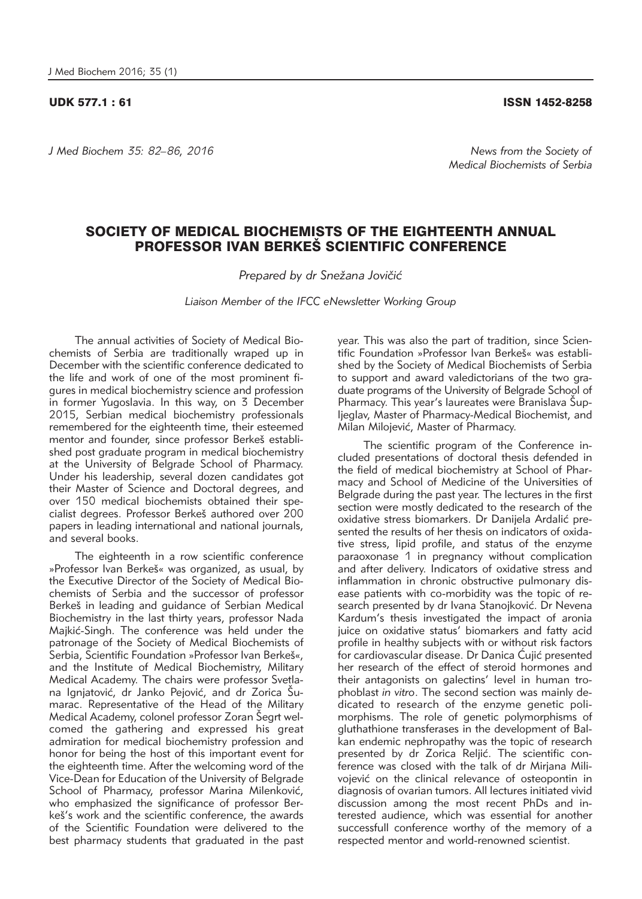UDK 577.1 : 61 ISSN 1452-8258

*J Med Biochem 35: 82–86, 2016*

*News from the Society of Medical Biochemists of Serbia*

# SOCIETY OF MEDICAL BIOCHEMISTS OF THE EIGHTEENTH ANNUAL PROFESSOR IVAN BERKEŠ SCIENTIFIC CONFERENCE

*Prepared by dr Snežana Jovičić*

*Liaison Member of the IFCC eNewsletter Working Group*

The annual activities of Society of Medical Biochemists of Serbia are traditionally wraped up in December with the scientific conference dedicated to the life and work of one of the most prominent figures in medical biochemistry science and profession in former Yugoslavia. In this way, on 3 December 2015, Serbian medical biochemistry professionals remembered for the eighteenth time, their esteemed mentor and founder, since professor Berkeš established post graduate program in medical biochemistry at the University of Belgrade School of Pharmacy. Under his leadership, several dozen candidates got their Master of Science and Doctoral degrees, and over 150 medical biochemists obtained their specialist degrees. Professor Berkeš authored over 200 papers in leading international and national journals, and several books.

The eighteenth in a row scientific conference »Professor Ivan Berkeš« was organized, as usual, by the Executive Director of the Society of Medical Biochemists of Serbia and the successor of professor Berkeš in leading and guidance of Serbian Medical Biochemistry in the last thirty years, professor Nada Majkić-Singh. The conference was held under the patronage of the Society of Medical Biochemists of Serbia, Scientific Foundation »Professor Ivan Berkeš«, and the Institute of Medical Biochemistry, Military Medical Academy. The chairs were professor Svetlana Ignjatović, dr Janko Pejović, and dr Zorica Šumarac. Representative of the Head of the Military Medical Academy, colonel professor Zoran Šegrt welcomed the gathering and expressed his great admiration for medical biochemistry profession and honor for being the host of this important event for the eighteenth time. After the welcoming word of the Vice-Dean for Education of the University of Belgrade School of Pharmacy, professor Marina Milenković, who emphasized the significance of professor Berkeš's work and the scientific conference, the awards of the Scientific Foundation were delivered to the best pharmacy students that graduated in the past year. This was also the part of tradition, since Scientific Foundation »Professor Ivan Berkeš« was established by the Society of Medical Biochemists of Serbia to support and award valedictorians of the two graduate programs of the University of Belgrade School of Pharmacy. This year's laureates were Branislava Šupljeglav, Master of Pharmacy-Medical Biochemist, and Milan Milojević, Master of Pharmacy.

The scientific program of the Conference included presentations of doctoral thesis defended in the field of medical biochemistry at School of Pharmacy and School of Medicine of the Universities of Belgrade during the past year. The lectures in the first section were mostly dedicated to the research of the oxidative stress biomarkers. Dr Danijela Ardalić presented the results of her thesis on indicators of oxidative stress, lipid profile, and status of the enzyme paraoxonase 1 in pregnancy without complication and after delivery. Indicators of oxidative stress and inflammation in chronic obstructive pulmonary disease patients with co-morbidity was the topic of research presented by dr Ivana Stanojković. Dr Nevena Kardum's thesis investigated the impact of aronia juice on oxidative status' biomarkers and fatty acid profile in healthy subjects with or without risk factors for cardiovascular disease. Dr Danica Ćujić presented her research of the effect of steroid hormones and their antagonists on galectins' level in human trophoblast *in vitro*. The second section was mainly dedicated to research of the enzyme genetic polimorphisms. The role of genetic polymorphisms of gluthathione transferases in the development of Balkan endemic nephropathy was the topic of research presented by dr Zorica Reljić. The scientific conference was closed with the talk of dr Mirjana Milivojević on the clinical relevance of osteopontin in diagnosis of ovarian tumors. All lectures initiated vivid discussion among the most recent PhDs and interested audience, which was essential for another successfull conference worthy of the memory of a respected mentor and world-renowned scientist.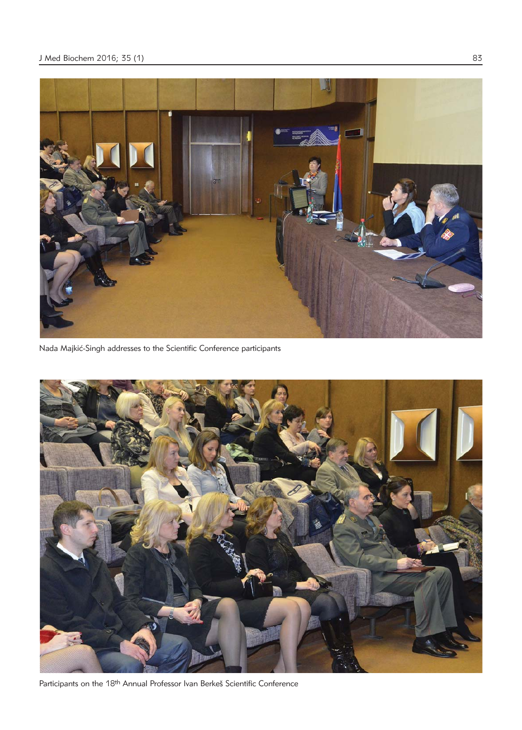Nada Majkić-Singh addresses to the Scientific Conference participants

Participants on the 18th Annual Professor Ivan Berkeš Scientific Conference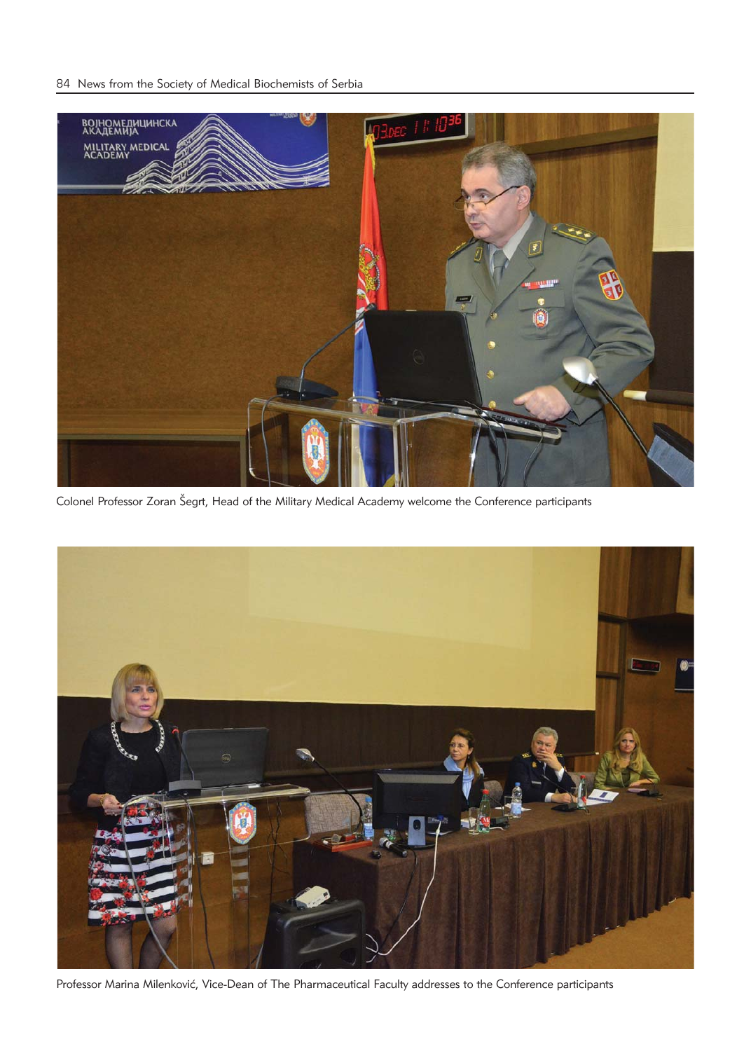Colonel Professor Zoran Šegrt, Head of the Military Medical Academy welcome the Conference participants

Professor Marina Milenković, Vice-Dean of The Pharmaceutical Faculty addresses to the Conference participants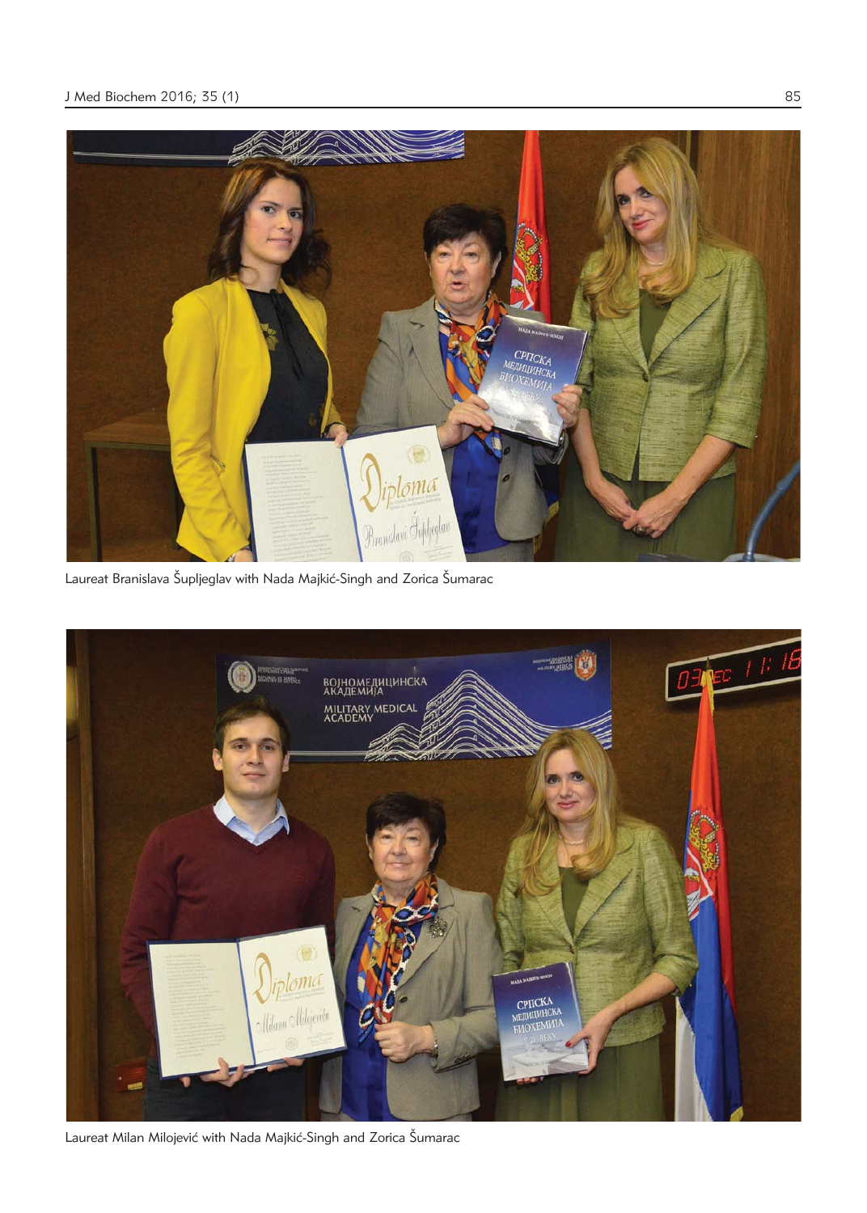Laureat Branislava Šupljeglav with Nada Majkić-Singh and Zorica Šumarac

Laureat Milan Milojević with Nada Majkić-Singh and Zorica Šumarac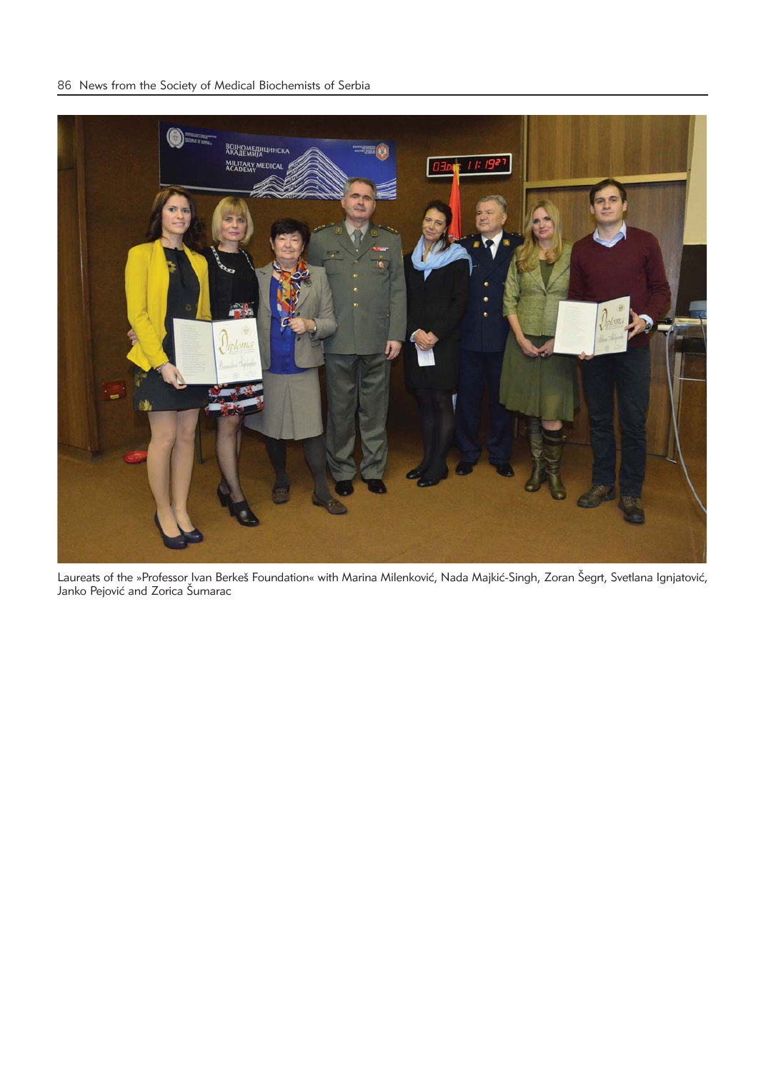Laureats of the »Professor Ivan Berkeš Foundation« with Marina Milenković, Nada Majkić-Singh, Zoran Šegrt, Svetlana Ignjatović, Janko Pejović and Zorica Šumarac